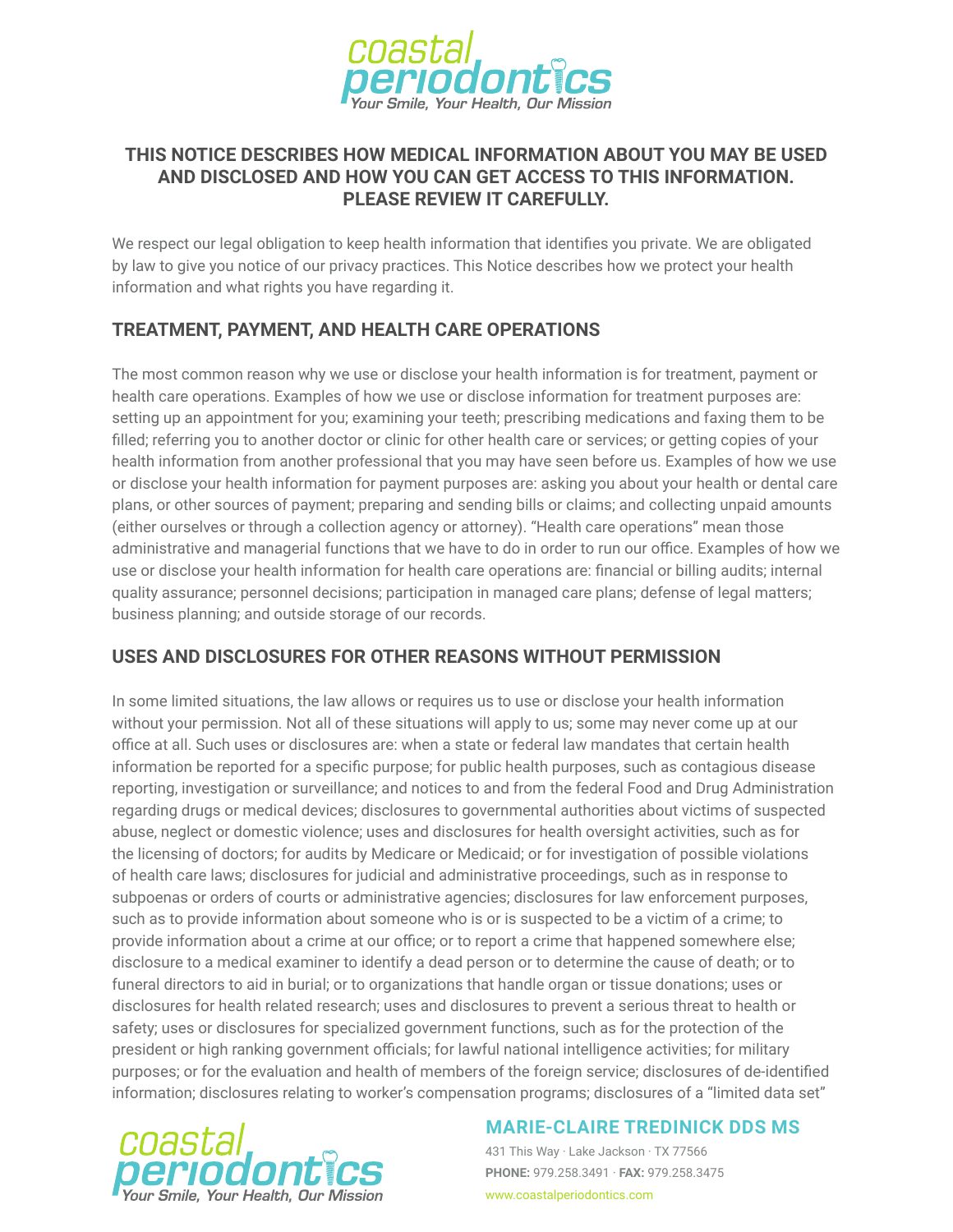**THIS NOTICE DESCRIBES HOW MEDICAL INFORMATION ABOUT YOU MAY BE USED AND DISCLOSED AND HOW YOU CAN GET ACCESS TO THIS INFORMATION. PLEASE REVIEW IT CAREFULLY.**

We respect our legal obligation to keep health information that identifies you private. We are obligated by law to give you notice of our privacy practices. This Notice describes how we protect your health information and what rights you have regarding it.

## TREATMENT, PAYMENT, AND HEALTH CARE OPERATIONS

The most common reason why we use or disclose your health information is for treatment, payment or health care operations. Examples of how we use or disclose information for treatment purposes are: setting up an appointment for you; examining your teeth; prescribing medications and faxing them to be filled; referring you to another doctor or clinic for other health care or services; or getting copies of your health information from another professional that you may have seen before us. Examples of how we use or disclose your health information for payment purposes are: asking you about your health or dental care plans, or other sources of payment; preparing and sending bills or claims; and collecting unpaid amounts (either ourselves or through a collection agency or attorney). "Health care operations" mean those administrative and managerial functions that we have to do in order to run our office. Examples of how we use or disclose your health information for health care operations are: financial or billing audits; internal quality assurance; personnel decisions; participation in managed care plans; defense of legal matters; business planning; and outside storage of our records.

## USES AND DISCLOSURES FOR OTHER REASONS WITHOUT PERMISSION

In some limited situations, the law allows or requires us to use or disclose your health information without your permission. Not all of these situations will apply to us; some may never come up at our office at all. Such uses or disclosures are: when a state or federal law mandates that certain health information be reported for a specific purpose; for public health purposes, such as contagious disease reporting, investigation or surveillance; and notices to and from the federal Food and Drug Administration regarding drugs or medical devices; disclosures to governmental authorities about victims of suspected abuse, neglect or domestic violence; uses and disclosures for health oversight activities, such as for the licensing of doctors; for audits by Medicare or Medicaid; or for investigation of possible violations of health care laws; disclosures for judicial and administrative proceedings, such as in response to subpoenas or orders of courts or administrative agencies; disclosures for law enforcement purposes, such as to provide information about someone who is or is suspected to be a victim of a crime; to provide information about a crime at our office; or to report a crime that happened somewhere else; disclosure to a medical examiner to identify a dead person or to determine the cause of death; or to funeral directors to aid in burial; or to organizations that handle organ or tissue donations; uses or disclosures for health related research; uses and disclosures to prevent a serious threat to health or safety; uses or disclosures for specialized government functions, such as for the protection of the president or high ranking government officials; for lawful national intelligence activities; for military purposes; or for the evaluation and health of members of the foreign service; disclosures of de-identified information; disclosures relating to worker's compensation programs; disclosures of a "limited data set"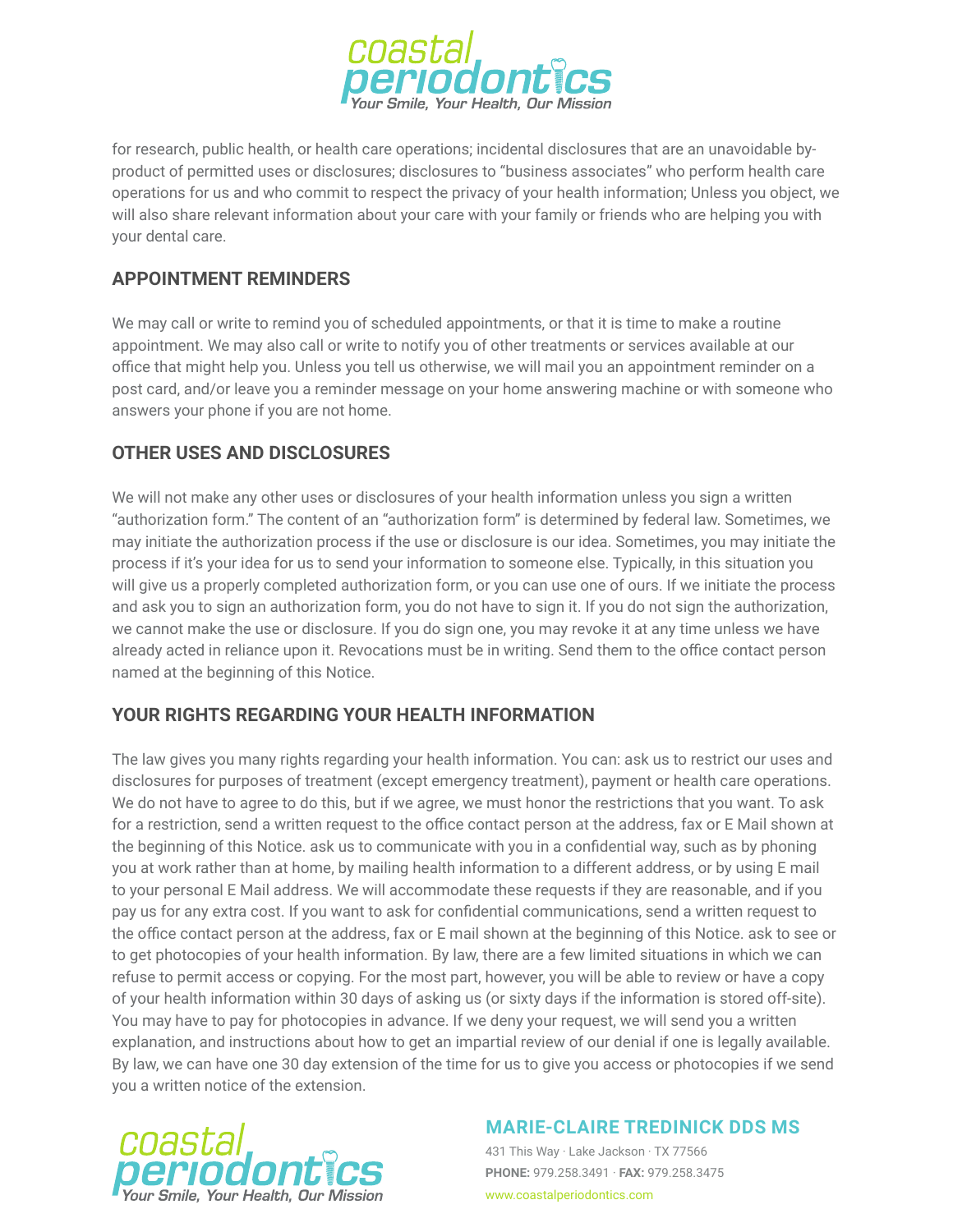for research, public health, or health care operations; incidental disclosures that are an unavoidable by-product of permitted uses or disclosures; disclosures to "business associates" who perform health care operations for us and who commit to respect the privacy of your health information; Unless you object, we will also share relevant information about your care with your family or friends who are helping you with your dental care.

## APPOINTMENT REMINDERS

We may call or write to remind you of scheduled appointments, or that it is time to make a routine appointment. We may also call or write to notify you of other treatments or services available at our office that might help you. Unless you tell us otherwise, we will mail you an appointment reminder on a post card, and/or leave you a reminder message on your home answering machine or with someone who answers your phone if you are not home.

## OTHER USES AND DISCLOSURES

We will not make any other uses or disclosures of your health information unless you sign a written "authorization form." The content of an "authorization form" is determined by federal law. Sometimes, we may initiate the authorization process if the use or disclosure is our idea. Sometimes, you may initiate the process if it's your idea for us to send your information to someone else. Typically, in this situation you will give us a properly completed authorization form, or you can use one of ours. If we initiate the process and ask you to sign an authorization form, you do not have to sign it. If you do not sign the authorization, we cannot make the use or disclosure. If you do sign one, you may revoke it at any time unless we have already acted in reliance upon it. Revocations must be in writing. Send them to the office contact person named at the beginning of this Notice.

## YOUR RIGHTS REGARDING YOUR HEALTH INFORMATION

The law gives you many rights regarding your health information. You can: ask us to restrict our uses and disclosures for purposes of treatment (except emergency treatment), payment or health care operations. We do not have to agree to do this, but if we agree, we must honor the restrictions that you want. To ask for a restriction, send a written request to the office contact person at the address, fax or E Mail shown at the beginning of this Notice. ask us to communicate with you in a confidential way, such as by phoning you at work rather than at home, by mailing health information to a different address, or by using E mail to your personal E Mail address. We will accommodate these requests if they are reasonable, and if you pay us for any extra cost. If you want to ask for confidential communications, send a written request to the office contact person at the address, fax or E mail shown at the beginning of this Notice. ask to see or to get photocopies of your health information. By law, there are a few limited situations in which we can refuse to permit access or copying. For the most part, however, you will be able to review or have a copy of your health information within 30 days of asking us (or sixty days if the information is stored off-site). You may have to pay for photocopies in advance. If we deny your request, we will send you a written explanation, and instructions about how to get an impartial review of our denial if one is legally available. By law, we can have one 30 day extension of the time for us to give you access or photocopies if we send you a written notice of the extension.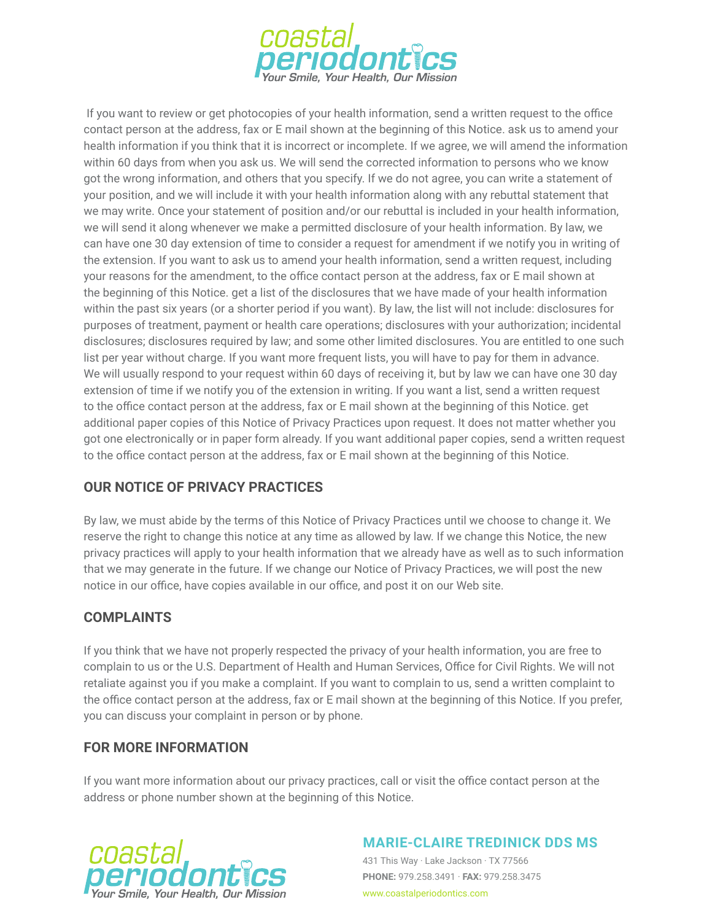If you want to review or get photocopies of your health information, send a written request to the office contact person at the address, fax or E mail shown at the beginning of this Notice. ask us to amend your health information if you think that it is incorrect or incomplete. If we agree, we will amend the information within 60 days from when you ask us. We will send the corrected information to persons who we know got the wrong information, and others that you specify. If we do not agree, you can write a statement of your position, and we will include it with your health information along with any rebuttal statement that we may write. Once your statement of position and/or our rebuttal is included in your health information, we will send it along whenever we make a permitted disclosure of your health information. By law, we can have one 30 day extension of time to consider a request for amendment if we notify you in writing of the extension. If you want to ask us to amend your health information, send a written request, including your reasons for the amendment, to the office contact person at the address, fax or E mail shown at the beginning of this Notice. get a list of the disclosures that we have made of your health information within the past six years (or a shorter period if you want). By law, the list will not include: disclosures for purposes of treatment, payment or health care operations; disclosures with your authorization; incidental disclosures; disclosures required by law; and some other limited disclosures. You are entitled to one such list per year without charge. If you want more frequent lists, you will have to pay for them in advance. We will usually respond to your request within 60 days of receiving it, but by law we can have one 30 day extension of time if we notify you of the extension in writing. If you want a list, send a written request to the office contact person at the address, fax or E mail shown at the beginning of this Notice. get additional paper copies of this Notice of Privacy Practices upon request. It does not matter whether you got one electronically or in paper form already. If you want additional paper copies, send a written request to the office contact person at the address, fax or E mail shown at the beginning of this Notice.

## OUR NOTICE OF PRIVACY PRACTICES

By law, we must abide by the terms of this Notice of Privacy Practices until we choose to change it. We reserve the right to change this notice at any time as allowed by law. If we change this Notice, the new privacy practices will apply to your health information that we already have as well as to such information that we may generate in the future. If we change our Notice of Privacy Practices, we will post the new notice in our office, have copies available in our office, and post it on our Web site.

## COMPLAINTS

If you think that we have not properly respected the privacy of your health information, you are free to complain to us or the U.S. Department of Health and Human Services, Office for Civil Rights. We will not retaliate against you if you make a complaint. If you want to complain to us, send a written complaint to the office contact person at the address, fax or E mail shown at the beginning of this Notice. If you prefer, you can discuss your complaint in person or by phone.

## FOR MORE INFORMATION

If you want more information about our privacy practices, call or visit the office contact person at the address or phone number shown at the beginning of this Notice.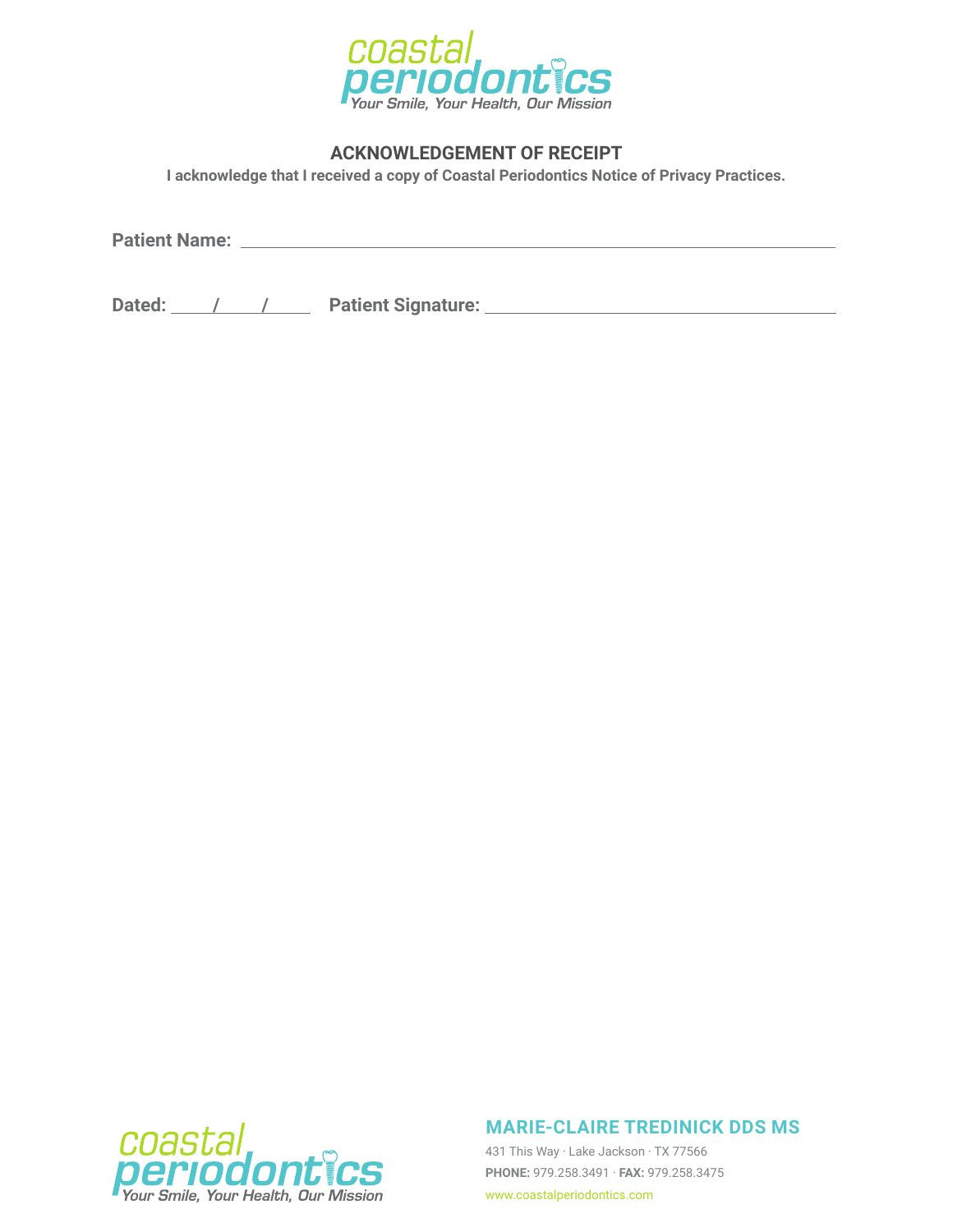coastal periodontics
*Your Smile, Your Health, Our Mission*

## ACKNOWLEDGEMENT OF RECEIPT

**I acknowledge that I received a copy of Coastal Periodontics Notice of Privacy Practices.**

**Patient Name:** ______________________________________________

**Dated:** ____/____/____ **Patient Signature:** ______________________________

coastal periodontics
*Your Smile, Your Health, Our Mission*

**MARIE-CLAIRE TREDINICK DDS MS**

431 This Way · Lake Jackson · TX 77566

**PHONE:** 979.258.3491 · **FAX:** 979.258.3475

www.coastalperiodontics.com